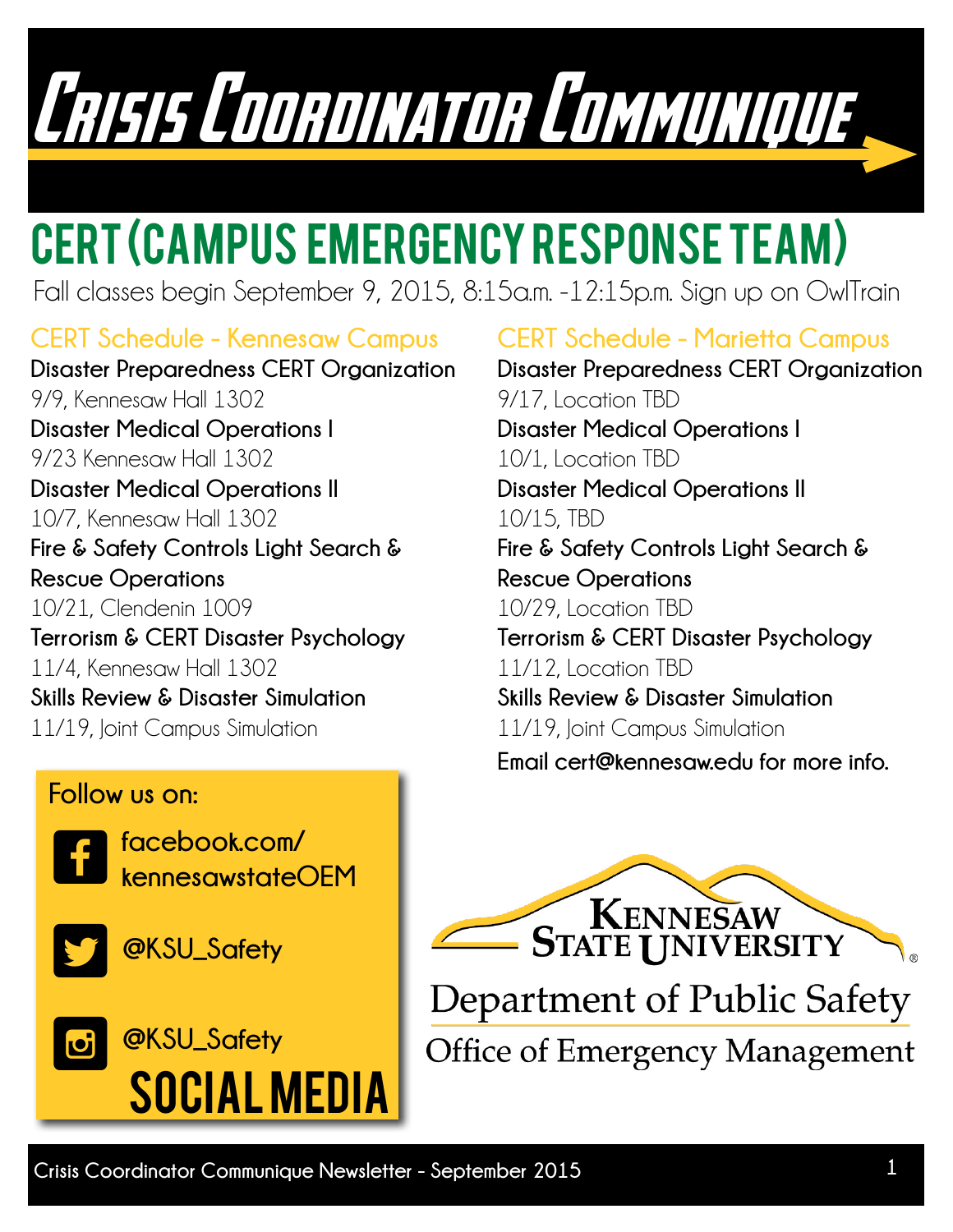# Crisis Coordinator Communique

## CERT (Campus Emergency Response Team)

Fall classes begin September 9, 2015, 8:15a.m. -12:15p.m. Sign up on OwlTrain

### CERT Schedule - Kennesaw Campus

**Disaster Preparedness CERT Organization**
9/9, Kennesaw Hall 1302

**Disaster Medical Operations I**
9/23 Kennesaw Hall 1302

**Disaster Medical Operations II**
10/7, Kennesaw Hall 1302

**Fire & Safety Controls Light Search & Rescue Operations**
10/21, Clendenin 1009

**Terrorism & CERT Disaster Psychology**
11/4, Kennesaw Hall 1302

**Skills Review & Disaster Simulation**
11/19, Joint Campus Simulation

### CERT Schedule - Marietta Campus

**Disaster Preparedness CERT Organization**
9/17, Location TBD

**Disaster Medical Operations I**
10/1, Location TBD

**Disaster Medical Operations II**
10/15, TBD

**Fire & Safety Controls Light Search & Rescue Operations**
10/29, Location TBD

**Terrorism & CERT Disaster Psychology**
11/12, Location TBD

**Skills Review & Disaster Simulation**
11/19, Joint Campus Simulation

**Email cert@kennesaw.edu for more info.**

### Social Media

Follow us on:

- **facebook.com/kennesawstateOEM**
- **@KSU_Safety**
- **@KSU_Safety**

Kennesaw State University
Department of Public Safety
Office of Emergency Management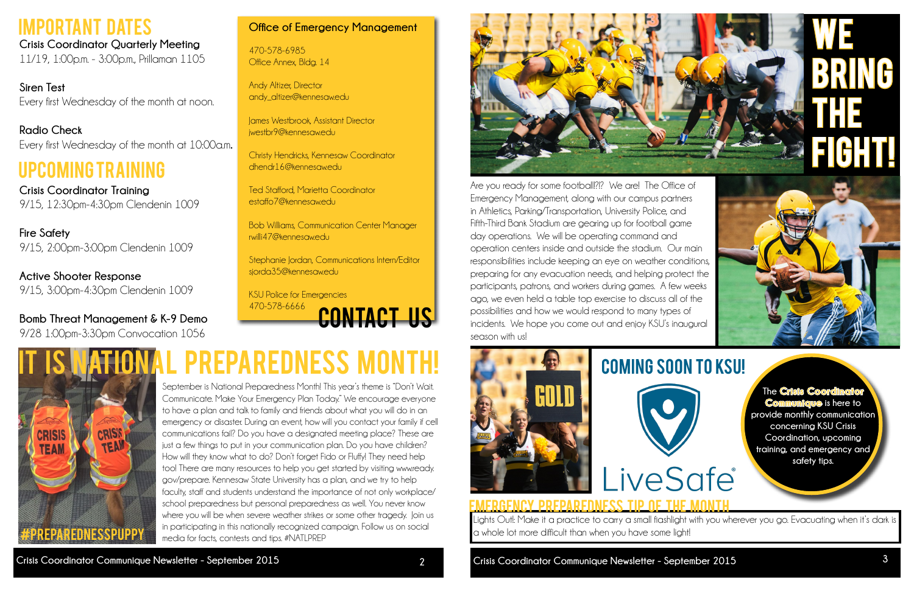# IMPORTANT DATES

**Crisis Coordinator Quarterly Meeting**
11/19, 1:00p.m. - 3:00p.m., Prillaman 1105

**Siren Test**
Every first Wednesday of the month at noon.

**Radio Check**
Every first Wednesday of the month at 10:00a.m.

# UPCOMING TRAINING

**Crisis Coordinator Training**
9/15, 12:30pm-4:30pm Clendenin 1009

**Fire Safety**
9/15, 2:00pm-3:00pm Clendenin 1009

**Active Shooter Response**
9/15, 3:00pm-4:30pm Clendenin 1009

**Bomb Threat Management & K-9 Demo**
9/28 1:00pm-3:30pm Convocation 1056

# CONTACT US

**Office of Emergency Management**

470-578-6985
Office Annex, Bldg. 14

Andy Altizer, Director
andy_altizer@kennesaw.edu

James Westbrook, Assistant Director
jwestbr9@kennesaw.edu

Christy Hendricks, Kennesaw Coordinator
dhendr16@kennesaw.edu

Ted Stafford, Marietta Coordinator
estaffo7@kennesaw.edu

Bob Williams, Communication Center Manager
rwilli47@kennesaw.edu

Stephanie Jordan, Communications Intern/Editor
sjorda35@kennesaw.edu

KSU Police for Emergencies
470-578-6666

# IT IS NATIONAL PREPAREDNESS MONTH!

#PREPAREDNESSPUPPY

September is National Preparedness Month! This year's theme is "Don't Wait. Communicate. Make Your Emergency Plan Today." We encourage everyone to have a plan and talk to family and friends about what you will do in an emergency or disaster. During an event, how will you contact your family if cell communications fail? Do you have a designated meeting place? These are just a few things to put in your communication plan. Do you have children? How will they know what to do? Don't forget Fido or Fluffy! They need help too! There are many resources to help you get started by visiting www.ready.gov/prepare. Kennesaw State University has a plan, and we try to help faculty, staff and students understand the importance of not only workplace/school preparedness but personal preparedness as well. You never know where you will be when severe weather strikes or some other tragedy. Join us in participating in this nationally recognized campaign. Follow us on social media for facts, contests and tips. #NATLPREP

# WE BRING THE FIGHT!

Are you ready for some football!?!? We are! The Office of Emergency Management, along with our campus partners in Athletics, Parking/Transportation, University Police, and Fifth-Third Bank Stadium are gearing up for football game day operations. We will be operating command and operation centers inside and outside the stadium. Our main responsibilities include keeping an eye on weather conditions, preparing for any evacuation needs, and helping protect the participants, patrons, and workers during games. A few weeks ago, we even held a table top exercise to discuss all of the possibilities and how we would respond to many types of incidents. We hope you come out and enjoy KSU's inaugural season with us!

# COMING SOON TO KSU!

LiveSafe®

The **Crisis Coordinator Communique** is here to provide monthly communication concerning KSU Crisis Coordination, upcoming training, and emergency and safety tips.

## EMERGENCY PREPAREDNESS TIP OF THE MONTH

Lights Out!: Make it a practice to carry a small flashlight with you wherever you go. Evacuating when it's dark is a whole lot more difficult than when you have some light!